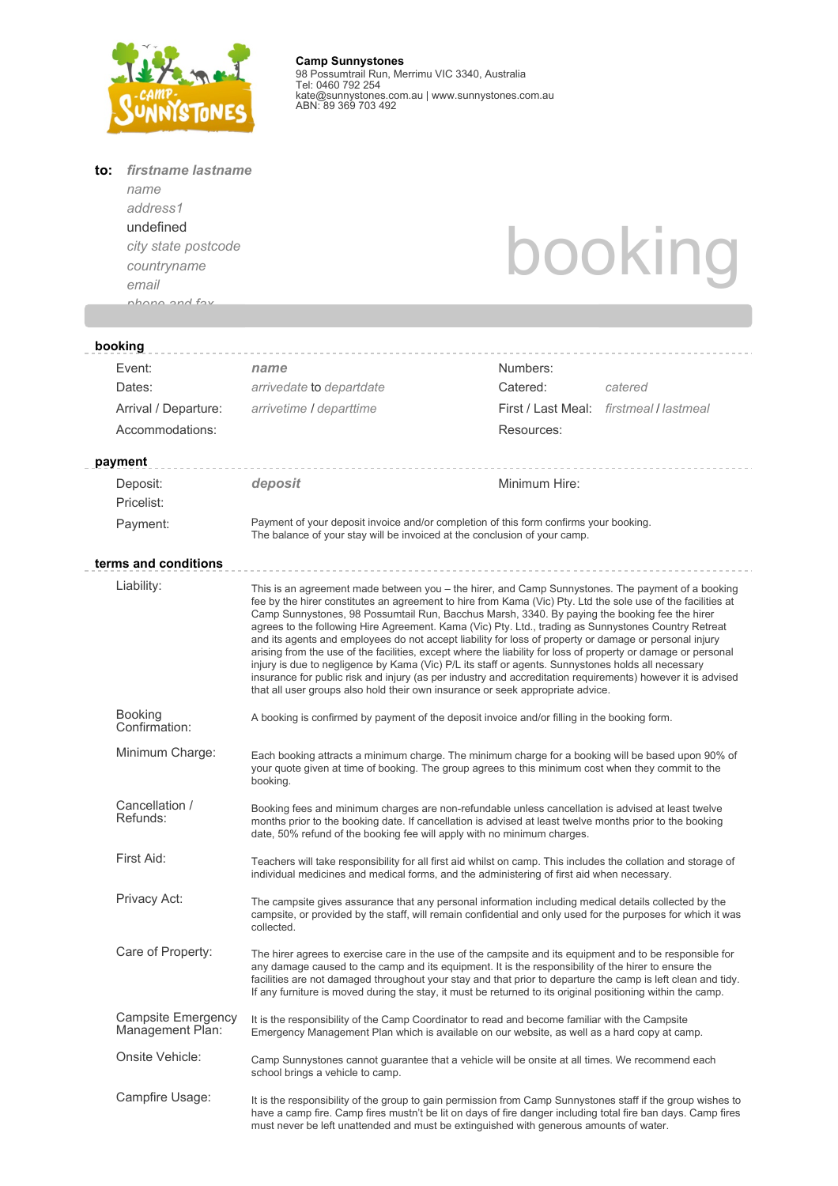**Camp Sunnystones**
98 Possumtrail Run, Merrimu VIC 3340, Australia
Tel: 0460 792 254
kate@sunnystones.com.au | www.sunnystones.com.au
ABN: 89 369 703 492

**to:** ***firstname lastname***
*name*
*address1*
undefined
*city state postcode*
*countryname*
*email*
*phone and fax*

# booking

## booking

| | | | |
|---|---|---|---|
| Event: | ***name*** | Numbers: | |
| Dates: | *arrivedate* to *departdate* | Catered: | *catered* |
| Arrival / Departure: | *arrivetime* / *departtime* | First / Last Meal: | *firstmeal* / *lastmeal* |
| Accommodations: | | Resources: | |

## payment

| | | | |
|---|---|---|---|
| Deposit: | ***deposit*** | Minimum Hire: | |
| Pricelist: | | | |
| Payment: | Payment of your deposit invoice and/or completion of this form confirms your booking. The balance of your stay will be invoiced at the conclusion of your camp. | | |

## terms and conditions

**Liability:** This is an agreement made between you – the hirer, and Camp Sunnystones. The payment of a booking fee by the hirer constitutes an agreement to hire from Kama (Vic) Pty. Ltd the sole use of the facilities at Camp Sunnystones, 98 Possumtail Run, Bacchus Marsh, 3340. By paying the booking fee the hirer agrees to the following Hire Agreement. Kama (Vic) Pty. Ltd., trading as Sunnystones Country Retreat and its agents and employees do not accept liability for loss of property or damage or personal injury arising from the use of the facilities, except where the liability for loss of property or damage or personal injury is due to negligence by Kama (Vic) P/L its staff or agents. Sunnystones holds all necessary insurance for public risk and injury (as per industry and accreditation requirements) however it is advised that all user groups also hold their own insurance or seek appropriate advice.

**Booking Confirmation:** A booking is confirmed by payment of the deposit invoice and/or filling in the booking form.

**Minimum Charge:** Each booking attracts a minimum charge. The minimum charge for a booking will be based upon 90% of your quote given at time of booking. The group agrees to this minimum cost when they commit to the booking.

**Cancellation / Refunds:** Booking fees and minimum charges are non-refundable unless cancellation is advised at least twelve months prior to the booking date. If cancellation is advised at least twelve months prior to the booking date, 50% refund of the booking fee will apply with no minimum charges.

**First Aid:** Teachers will take responsibility for all first aid whilst on camp. This includes the collation and storage of individual medicines and medical forms, and the administering of first aid when necessary.

**Privacy Act:** The campsite gives assurance that any personal information including medical details collected by the campsite, or provided by the staff, will remain confidential and only used for the purposes for which it was collected.

**Care of Property:** The hirer agrees to exercise care in the use of the campsite and its equipment and to be responsible for any damage caused to the camp and its equipment. It is the responsibility of the hirer to ensure the facilities are not damaged throughout your stay and that prior to departure the camp is left clean and tidy. If any furniture is moved during the stay, it must be returned to its original positioning within the camp.

**Campsite Emergency Management Plan:** It is the responsibility of the Camp Coordinator to read and become familiar with the Campsite Emergency Management Plan which is available on our website, as well as a hard copy at camp.

**Onsite Vehicle:** Camp Sunnystones cannot guarantee that a vehicle will be onsite at all times. We recommend each school brings a vehicle to camp.

**Campfire Usage:** It is the responsibility of the group to gain permission from Camp Sunnystones staff if the group wishes to have a camp fire. Camp fires mustn't be lit on days of fire danger including total fire ban days. Camp fires must never be left unattended and must be extinguished with generous amounts of water.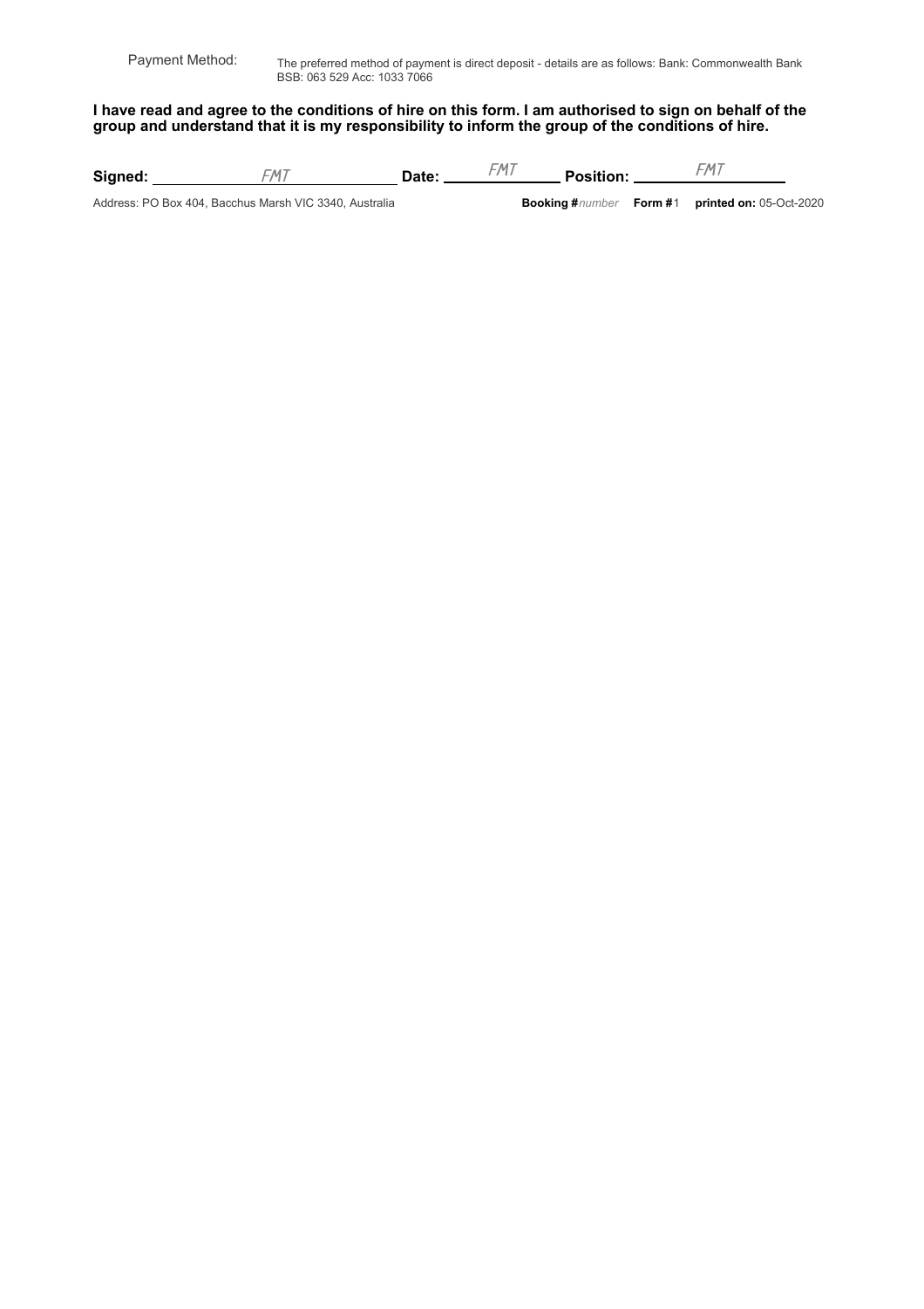Payment Method: The preferred method of payment is direct deposit - details are as follows: Bank: Commonwealth Bank BSB: 063 529 Acc: 1033 7066

**I have read and agree to the conditions of hire on this form. I am authorised to sign on behalf of the group and understand that it is my responsibility to inform the group of the conditions of hire.**

**Signed:** *FMT* **Date:** *FMT* **Position:** *FMT*

Address: PO Box 404, Bacchus Marsh VIC 3340, Australia **Booking #***number* **Form #**1 **printed on:** 05-Oct-2020